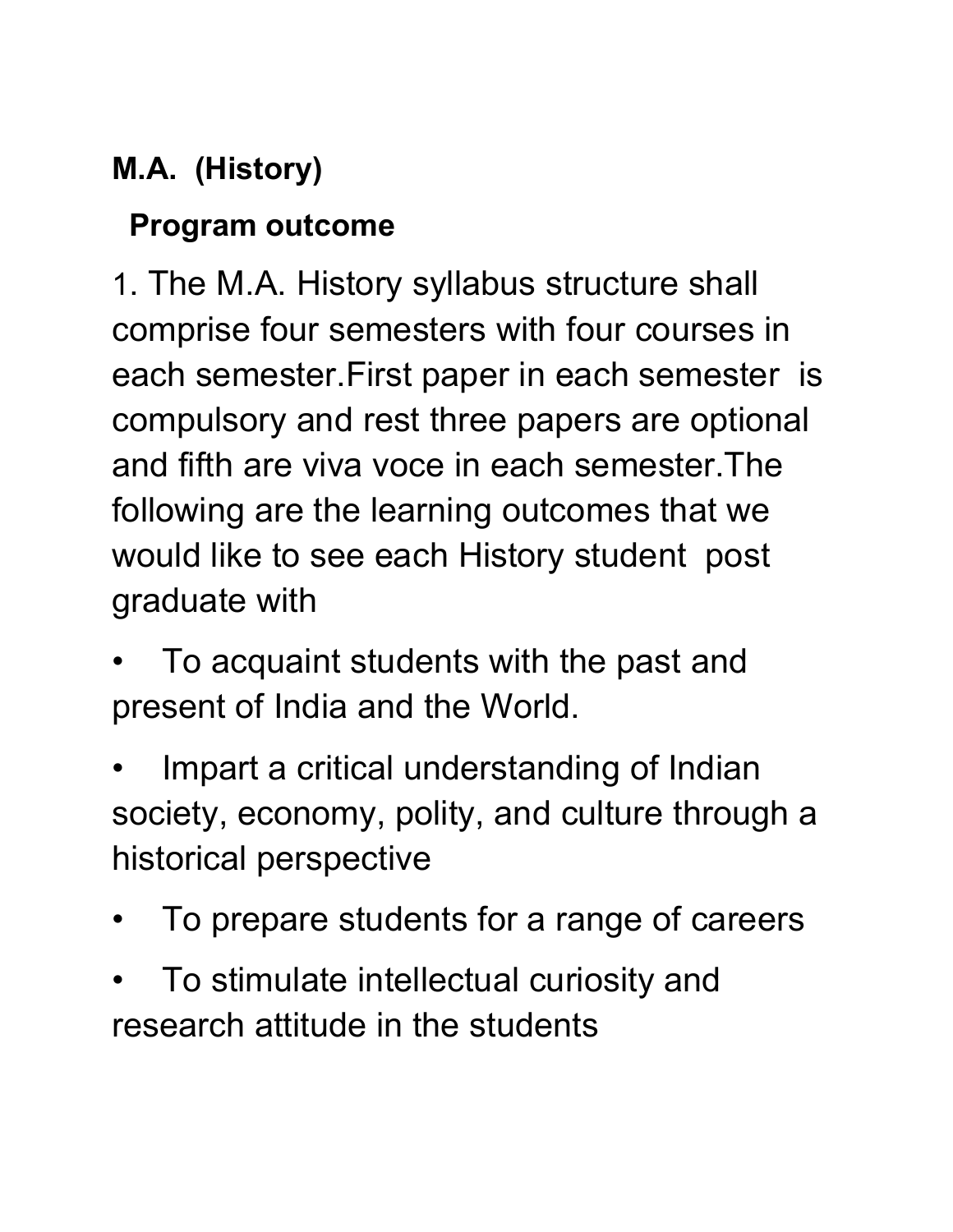**M.A. (History)**

**Program outcome**

1. The M.A. History syllabus structure shall comprise four semesters with four courses in each semester.First paper in each semester is compulsory and rest three papers are optional and fifth are viva voce in each semester.The following are the learning outcomes that we would like to see each History student post graduate with

- To acquaint students with the past and present of India and the World.
- Impart a critical understanding of Indian society, economy, polity, and culture through a historical perspective
- To prepare students for a range of careers
- To stimulate intellectual curiosity and research attitude in the students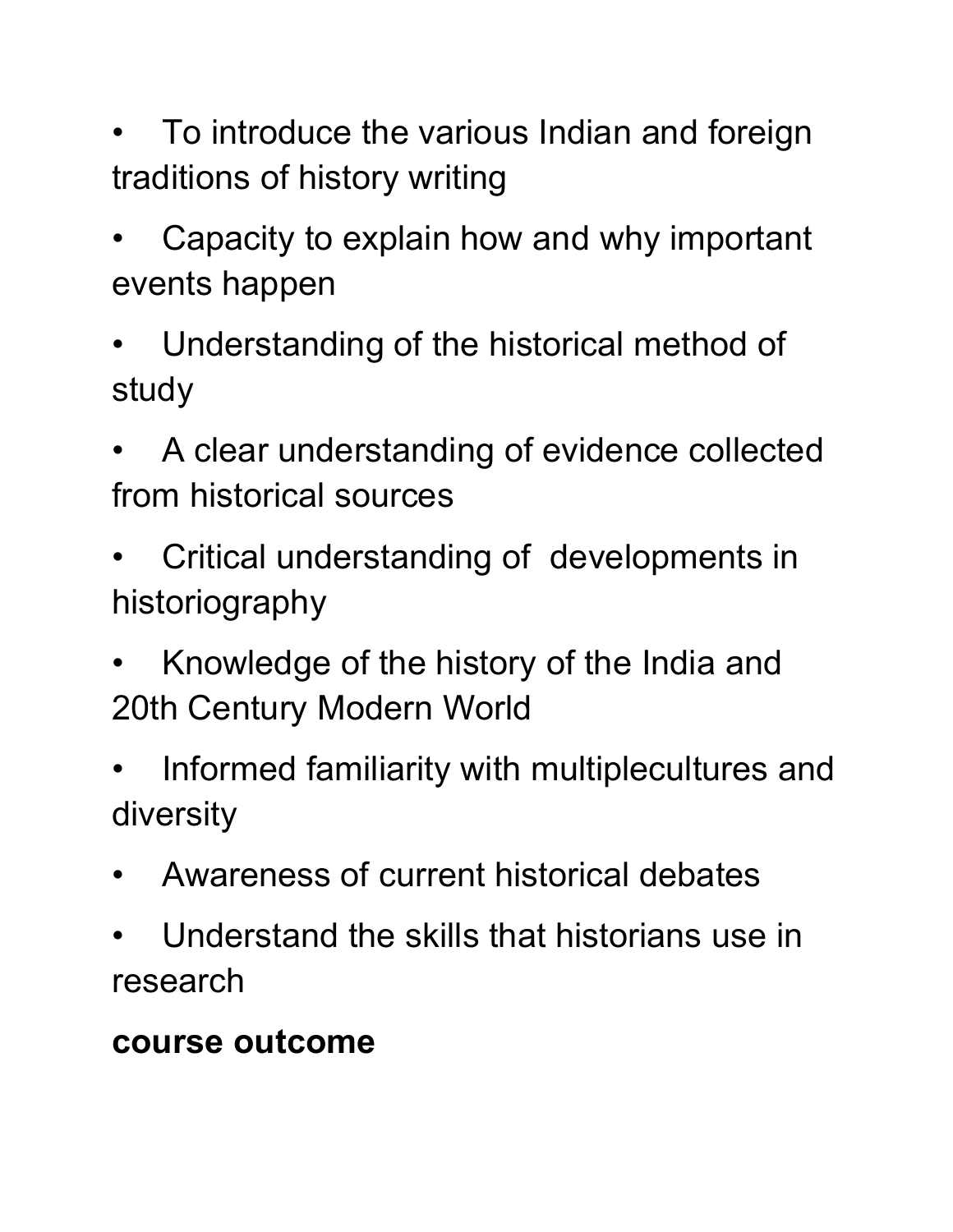- To introduce the various Indian and foreign traditions of history writing
- Capacity to explain how and why important events happen
- Understanding of the historical method of study
- A clear understanding of evidence collected from historical sources
- Critical understanding of developments in historiography
- Knowledge of the history of the India and 20th Century Modern World
- Informed familiarity with multiplecultures and diversity
- Awareness of current historical debates
- Understand the skills that historians use in research

**course outcome**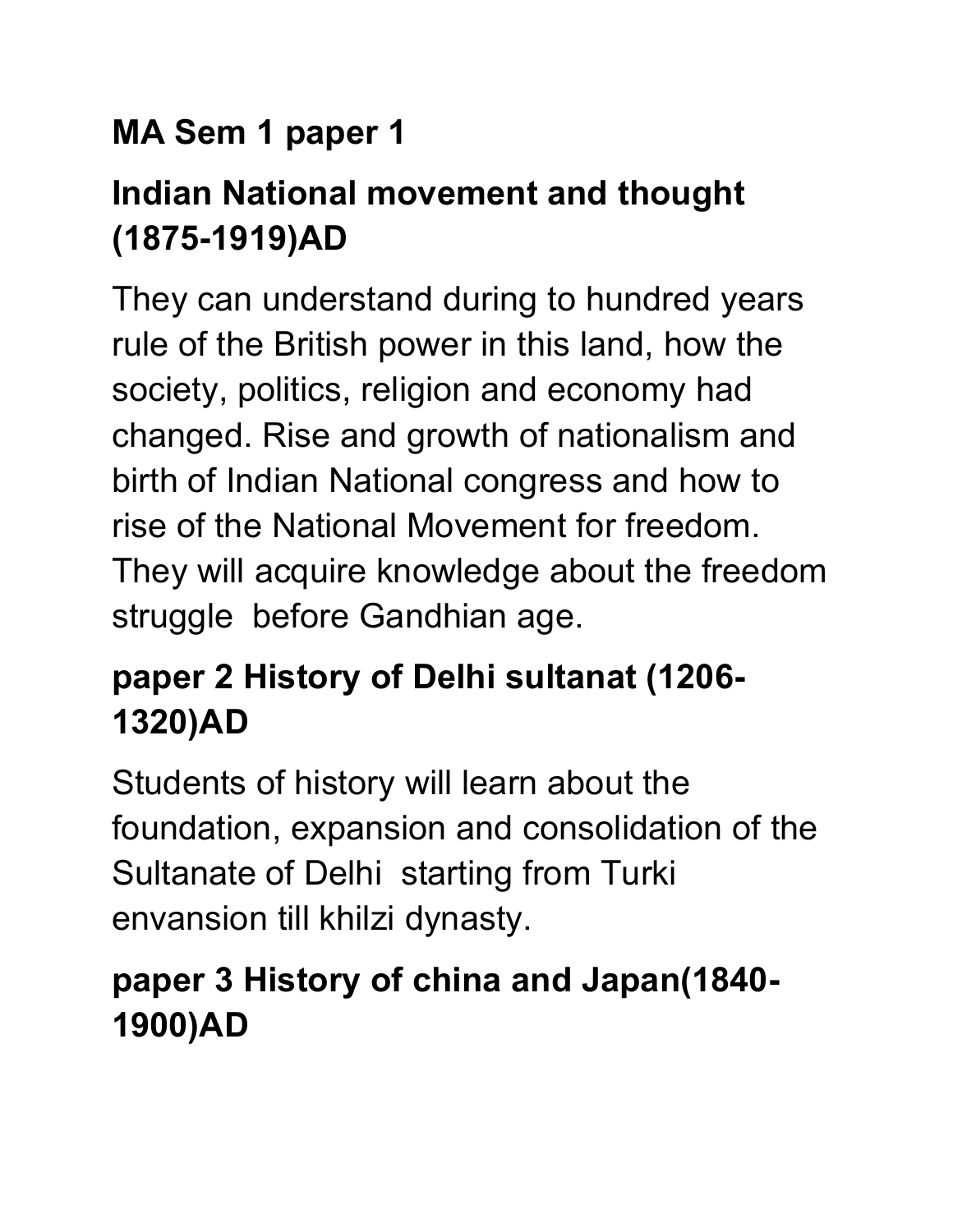**MA Sem 1 paper 1**

**Indian National movement and thought (1875-1919)AD**

They can understand during to hundred years rule of the British power in this land, how the society, politics, religion and economy had changed. Rise and growth of nationalism and birth of Indian National congress and how to rise of the National Movement for freedom. They will acquire knowledge about the freedom struggle before Gandhian age.

**paper 2 History of Delhi sultanat (1206-1320)AD**

Students of history will learn about the foundation, expansion and consolidation of the Sultanate of Delhi starting from Turki envansion till khilzi dynasty.

**paper 3 History of china and Japan(1840-1900)AD**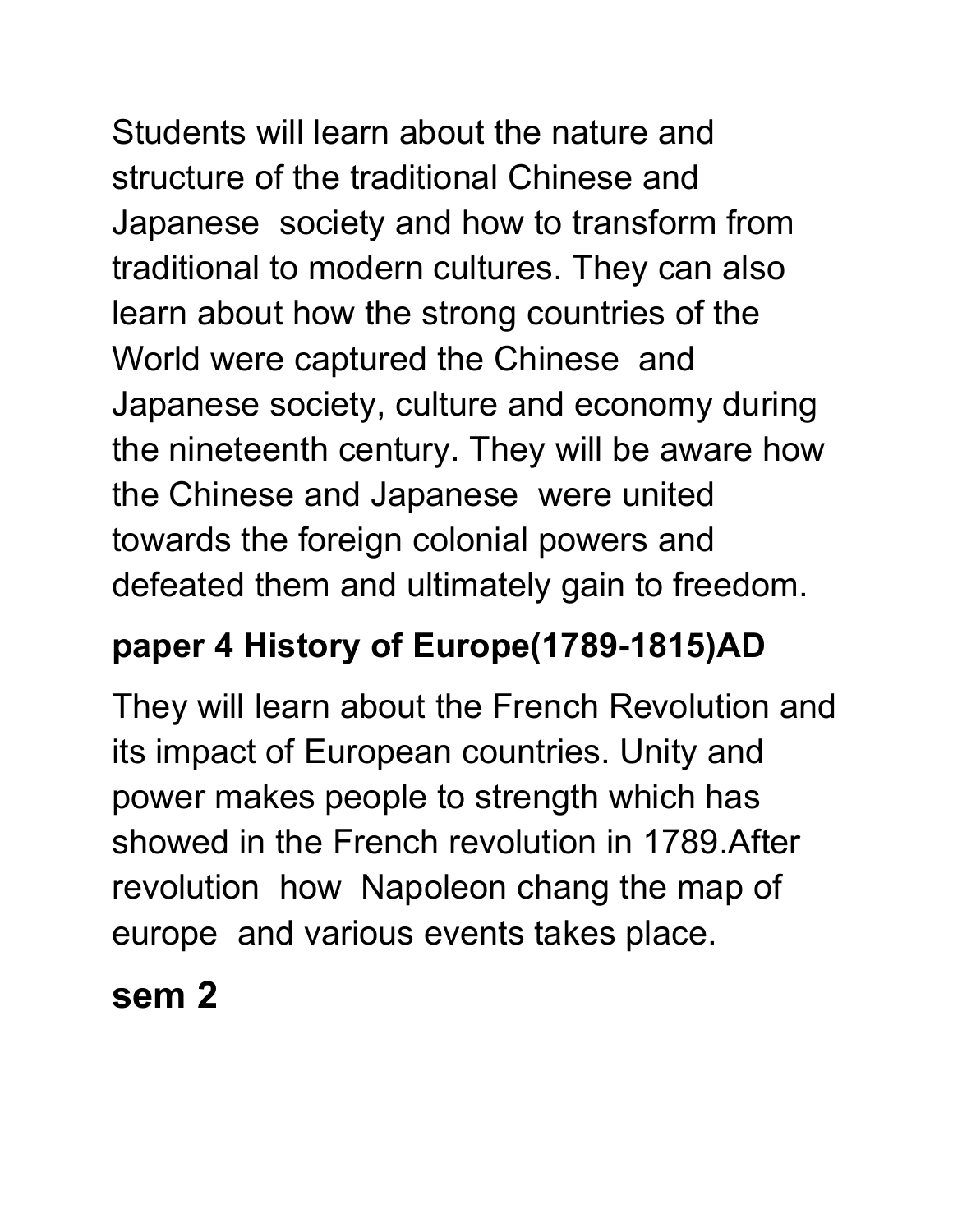Students will learn about the nature and structure of the traditional Chinese and Japanese society and how to transform from traditional to modern cultures. They can also learn about how the strong countries of the World were captured the Chinese and Japanese society, culture and economy during the nineteenth century. They will be aware how the Chinese and Japanese were united towards the foreign colonial powers and defeated them and ultimately gain to freedom.

## paper 4 History of Europe(1789-1815)AD

They will learn about the French Revolution and its impact of European countries. Unity and power makes people to strength which has showed in the French revolution in 1789.After revolution how Napoleon chang the map of europe and various events takes place.

## sem 2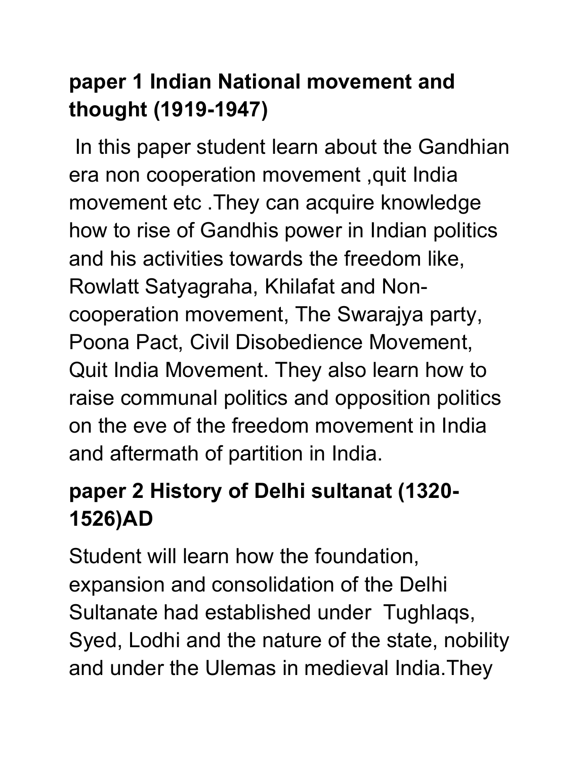## paper 1 Indian National movement and thought (1919-1947)

In this paper student learn about the Gandhian era non cooperation movement ,quit India movement etc .They can acquire knowledge how to rise of Gandhis power in Indian politics and his activities towards the freedom like, Rowlatt Satyagraha, Khilafat and Non-cooperation movement, The Swarajya party, Poona Pact, Civil Disobedience Movement, Quit India Movement. They also learn how to raise communal politics and opposition politics on the eve of the freedom movement in India and aftermath of partition in India.

## paper 2 History of Delhi sultanat (1320-1526)AD

Student will learn how the foundation, expansion and consolidation of the Delhi Sultanate had established under Tughlaqs, Syed, Lodhi and the nature of the state, nobility and under the Ulemas in medieval India.They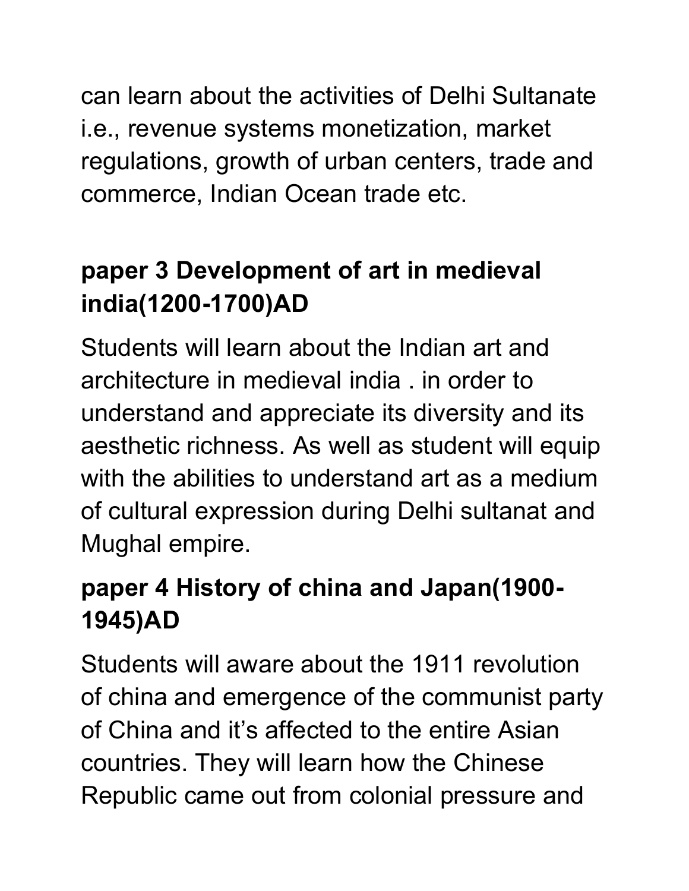can learn about the activities of Delhi Sultanate i.e., revenue systems monetization, market regulations, growth of urban centers, trade and commerce, Indian Ocean trade etc.

## paper 3 Development of art in medieval india(1200-1700)AD

Students will learn about the Indian art and architecture in medieval india . in order to understand and appreciate its diversity and its aesthetic richness. As well as student will equip with the abilities to understand art as a medium of cultural expression during Delhi sultanat and Mughal empire.

## paper 4 History of china and Japan(1900-1945)AD

Students will aware about the 1911 revolution of china and emergence of the communist party of China and it's affected to the entire Asian countries. They will learn how the Chinese Republic came out from colonial pressure and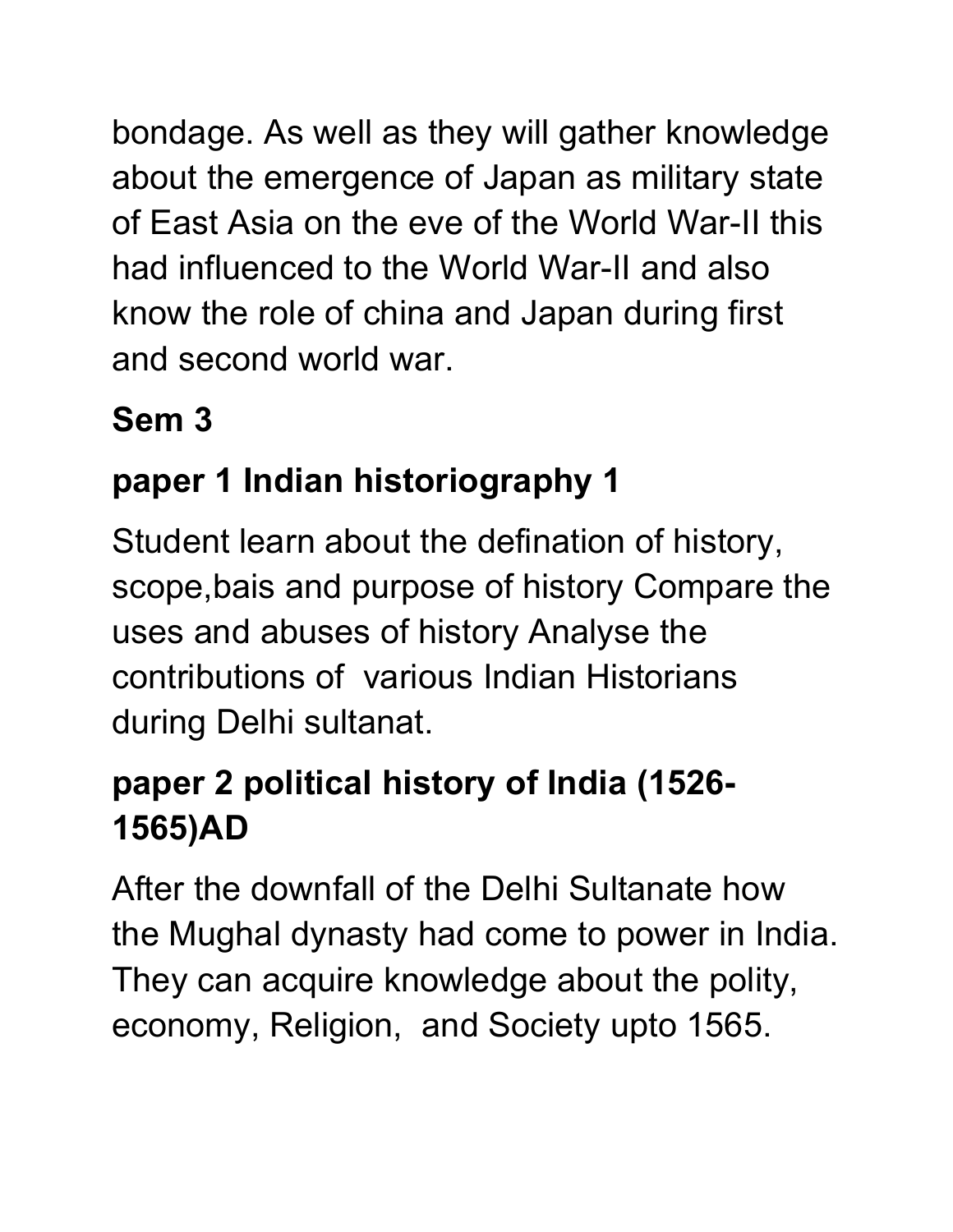bondage. As well as they will gather knowledge about the emergence of Japan as military state of East Asia on the eve of the World War-II this had influenced to the World War-II and also know the role of china and Japan during first and second world war.

## Sem 3

### paper 1 Indian historiography 1

Student learn about the defination of history, scope,bais and purpose of history Compare the uses and abuses of history Analyse the contributions of various Indian Historians during Delhi sultanat.

### paper 2 political history of India (1526-1565)AD

After the downfall of the Delhi Sultanate how the Mughal dynasty had come to power in India. They can acquire knowledge about the polity, economy, Religion, and Society upto 1565.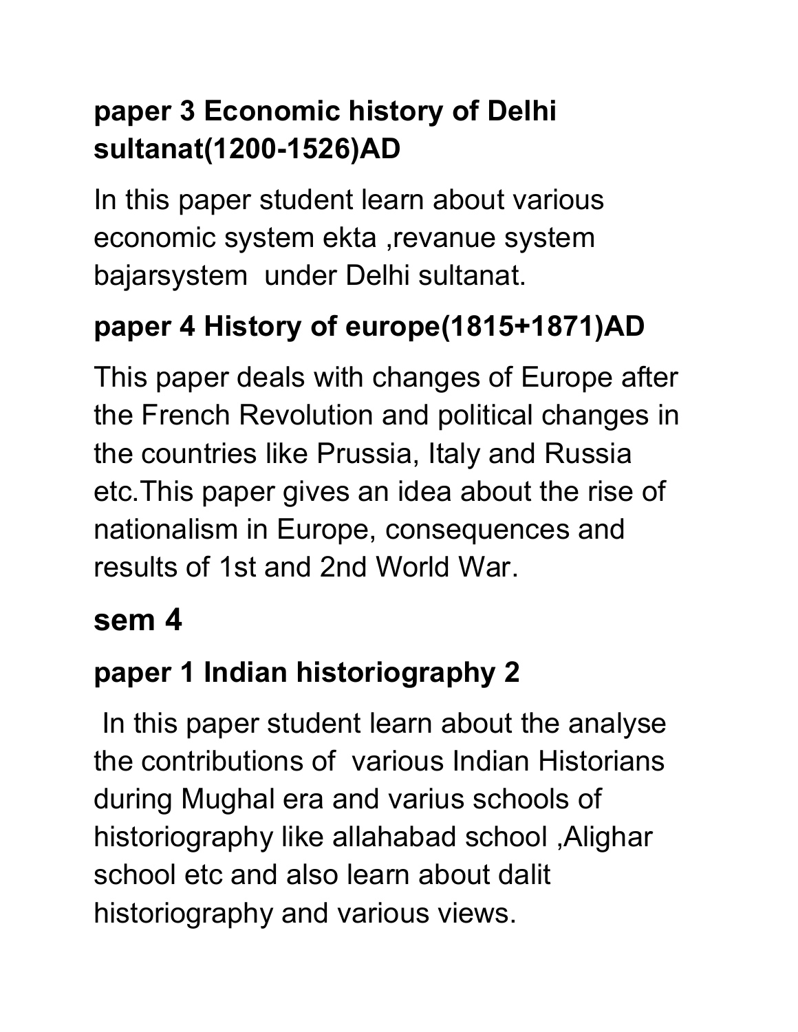## paper 3 Economic history of Delhi sultanat(1200-1526)AD

In this paper student learn about various economic system ekta ,revanue system bajarsystem  under Delhi sultanat.

## paper 4 History of europe(1815+1871)AD

This paper deals with changes of Europe after the French Revolution and political changes in the countries like Prussia, Italy and Russia etc.This paper gives an idea about the rise of nationalism in Europe, consequences and results of 1st and 2nd World War.

## sem 4

## paper 1 Indian historiography 2

In this paper student learn about the analyse the contributions of  various Indian Historians during Mughal era and varius schools of historiography like allahabad school ,Alighar school etc and also learn about dalit historiography and various views.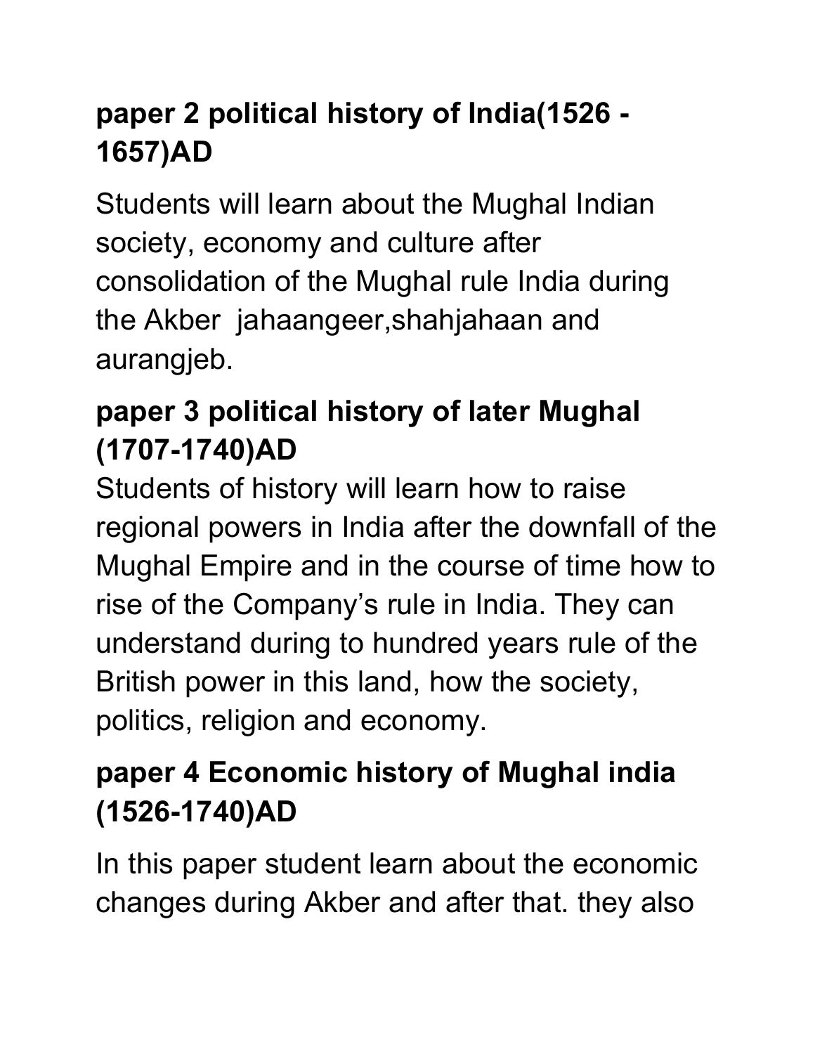## paper 2 political history of India(1526 - 1657)AD

Students will learn about the Mughal Indian society, economy and culture after consolidation of the Mughal rule India during the Akber jahaangeer,shahjahaan and aurangjeb.

## paper 3 political history of later Mughal (1707-1740)AD

Students of history will learn how to raise regional powers in India after the downfall of the Mughal Empire and in the course of time how to rise of the Company's rule in India. They can understand during to hundred years rule of the British power in this land, how the society, politics, religion and economy.

## paper 4 Economic history of Mughal india (1526-1740)AD

In this paper student learn about the economic changes during Akber and after that. they also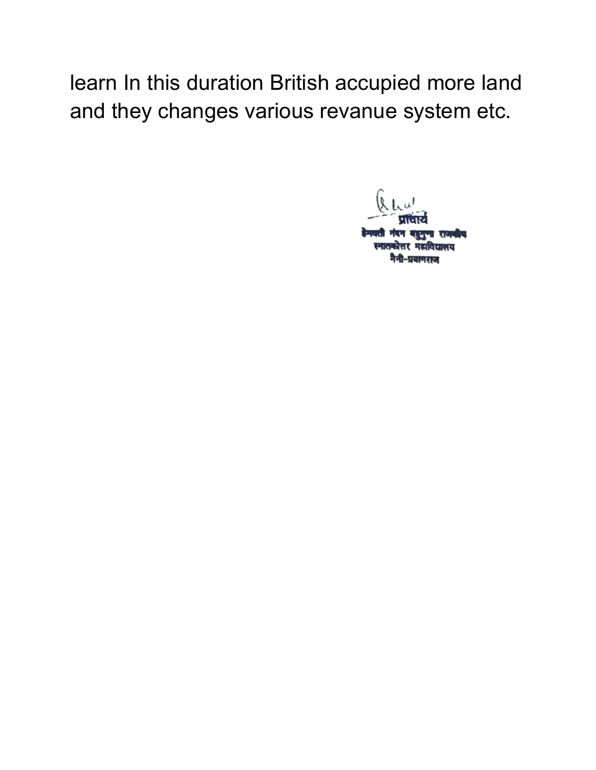learn In this duration British accupied more land and they changes various revanue system etc.

प्राचार्य
हेमवती नंदन बहुगुणा राजकीय
स्नातकोत्तर महाविद्यालय
नैनी-प्रयागराज